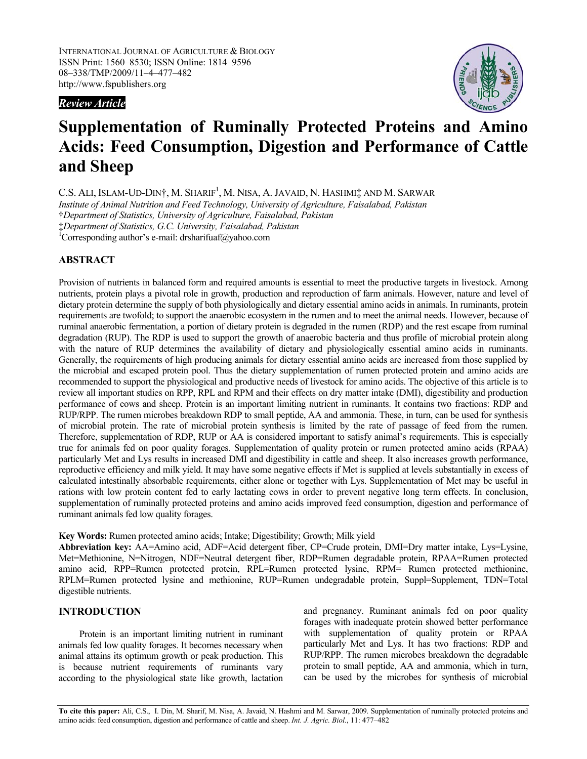INTERNATIONAL JOURNAL OF AGRICULTURE & BIOLOGY
ISSN Print: 1560–8530; ISSN Online: 1814–9596
08–338/TMP/2009/11–4–477–482
http://www.fspublishers.org

***Review Article***

# Supplementation of Ruminally Protected Proteins and Amino Acids: Feed Consumption, Digestion and Performance of Cattle and Sheep

C.S. ALI, ISLAM-UD-DIN†, M. SHARIF[1], M. NISA, A. JAVAID, N. HASHMI‡ AND M. SARWAR

*Institute of Animal Nutrition and Feed Technology, University of Agriculture, Faisalabad, Pakistan*
*†Department of Statistics, University of Agriculture, Faisalabad, Pakistan*
*‡Department of Statistics, G.C. University, Faisalabad, Pakistan*
[1]Corresponding author's e-mail: drsharifuaf@yahoo.com

## ABSTRACT

Provision of nutrients in balanced form and required amounts is essential to meet the productive targets in livestock. Among nutrients, protein plays a pivotal role in growth, production and reproduction of farm animals. However, nature and level of dietary protein determine the supply of both physiologically and dietary essential amino acids in animals. In ruminants, protein requirements are twofold; to support the anaerobic ecosystem in the rumen and to meet the animal needs. However, because of ruminal anaerobic fermentation, a portion of dietary protein is degraded in the rumen (RDP) and the rest escape from ruminal degradation (RUP). The RDP is used to support the growth of anaerobic bacteria and thus profile of microbial protein along with the nature of RUP determines the availability of dietary and physiologically essential amino acids in ruminants. Generally, the requirements of high producing animals for dietary essential amino acids are increased from those supplied by the microbial and escaped protein pool. Thus the dietary supplementation of rumen protected protein and amino acids are recommended to support the physiological and productive needs of livestock for amino acids. The objective of this article is to review all important studies on RPP, RPL and RPM and their effects on dry matter intake (DMI), digestibility and production performance of cows and sheep. Protein is an important limiting nutrient in ruminants. It contains two fractions: RDP and RUP/RPP. The rumen microbes breakdown RDP to small peptide, AA and ammonia. These, in turn, can be used for synthesis of microbial protein. The rate of microbial protein synthesis is limited by the rate of passage of feed from the rumen. Therefore, supplementation of RDP, RUP or AA is considered important to satisfy animal's requirements. This is especially true for animals fed on poor quality forages. Supplementation of quality protein or rumen protected amino acids (RPAA) particularly Met and Lys results in increased DMI and digestibility in cattle and sheep. It also increases growth performance, reproductive efficiency and milk yield. It may have some negative effects if Met is supplied at levels substantially in excess of calculated intestinally absorbable requirements, either alone or together with Lys. Supplementation of Met may be useful in rations with low protein content fed to early lactating cows in order to prevent negative long term effects. In conclusion, supplementation of ruminally protected proteins and amino acids improved feed consumption, digestion and performance of ruminant animals fed low quality forages.

**Key Words:** Rumen protected amino acids; Intake; Digestibility; Growth; Milk yield

**Abbreviation key:** AA=Amino acid, ADF=Acid detergent fiber, CP=Crude protein, DMI=Dry matter intake, Lys=Lysine, Met=Methionine, N=Nitrogen, NDF=Neutral detergent fiber, RDP=Rumen degradable protein, RPAA=Rumen protected amino acid, RPP=Rumen protected protein, RPL=Rumen protected lysine, RPM= Rumen protected methionine, RPLM=Rumen protected lysine and methionine, RUP=Rumen undegradable protein, Suppl=Supplement, TDN=Total digestible nutrients.

## INTRODUCTION

Protein is an important limiting nutrient in ruminant animals fed low quality forages. It becomes necessary when animal attains its optimum growth or peak production. This is because nutrient requirements of ruminants vary according to the physiological state like growth, lactation and pregnancy. Ruminant animals fed on poor quality forages with inadequate protein showed better performance with supplementation of quality protein or RPAA particularly Met and Lys. It has two fractions: RDP and RUP/RPP. The rumen microbes breakdown the degradable protein to small peptide, AA and ammonia, which in turn, can be used by the microbes for synthesis of microbial

**To cite this paper:** Ali, C.S., I. Din, M. Sharif, M. Nisa, A. Javaid, N. Hashmi and M. Sarwar, 2009. Supplementation of ruminally protected proteins and amino acids: feed consumption, digestion and performance of cattle and sheep. *Int. J. Agric. Biol.*, 11: 477–482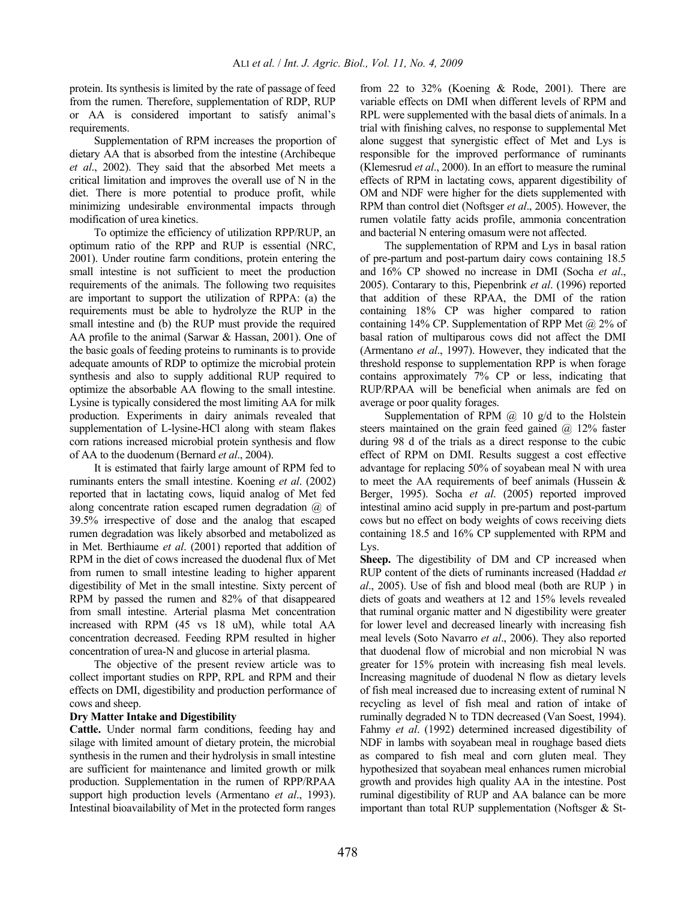protein. Its synthesis is limited by the rate of passage of feed from the rumen. Therefore, supplementation of RDP, RUP or AA is considered important to satisfy animal's requirements.

Supplementation of RPM increases the proportion of dietary AA that is absorbed from the intestine (Archibeque *et al*., 2002). They said that the absorbed Met meets a critical limitation and improves the overall use of N in the diet. There is more potential to produce profit, while minimizing undesirable environmental impacts through modification of urea kinetics.

To optimize the efficiency of utilization RPP/RUP, an optimum ratio of the RPP and RUP is essential (NRC, 2001). Under routine farm conditions, protein entering the small intestine is not sufficient to meet the production requirements of the animals. The following two requisites are important to support the utilization of RPPA: (a) the requirements must be able to hydrolyze the RUP in the small intestine and (b) the RUP must provide the required AA profile to the animal (Sarwar & Hassan, 2001). One of the basic goals of feeding proteins to ruminants is to provide adequate amounts of RDP to optimize the microbial protein synthesis and also to supply additional RUP required to optimize the absorbable AA flowing to the small intestine. Lysine is typically considered the most limiting AA for milk production. Experiments in dairy animals revealed that supplementation of L-lysine-HCl along with steam flakes corn rations increased microbial protein synthesis and flow of AA to the duodenum (Bernard *et al*., 2004).

It is estimated that fairly large amount of RPM fed to ruminants enters the small intestine. Koening *et al*. (2002) reported that in lactating cows, liquid analog of Met fed along concentrate ration escaped rumen degradation @ of 39.5% irrespective of dose and the analog that escaped rumen degradation was likely absorbed and metabolized as in Met. Berthiaume *et al*. (2001) reported that addition of RPM in the diet of cows increased the duodenal flux of Met from rumen to small intestine leading to higher apparent digestibility of Met in the small intestine. Sixty percent of RPM by passed the rumen and 82% of that disappeared from small intestine. Arterial plasma Met concentration increased with RPM (45 vs 18 uM), while total AA concentration decreased. Feeding RPM resulted in higher concentration of urea-N and glucose in arterial plasma.

The objective of the present review article was to collect important studies on RPP, RPL and RPM and their effects on DMI, digestibility and production performance of cows and sheep.

**Dry Matter Intake and Digestibility**

**Cattle.** Under normal farm conditions, feeding hay and silage with limited amount of dietary protein, the microbial synthesis in the rumen and their hydrolysis in small intestine are sufficient for maintenance and limited growth or milk production. Supplementation in the rumen of RPP/RPAA support high production levels (Armentano *et al*., 1993). Intestinal bioavailability of Met in the protected form ranges from 22 to 32% (Koening & Rode, 2001). There are variable effects on DMI when different levels of RPM and RPL were supplemented with the basal diets of animals. In a trial with finishing calves, no response to supplemental Met alone suggest that synergistic effect of Met and Lys is responsible for the improved performance of ruminants (Klemesrud *et al*., 2000). In an effort to measure the ruminal effects of RPM in lactating cows, apparent digestibility of OM and NDF were higher for the diets supplemented with RPM than control diet (Noftsger *et al*., 2005). However, the rumen volatile fatty acids profile, ammonia concentration and bacterial N entering omasum were not affected.

The supplementation of RPM and Lys in basal ration of pre-partum and post-partum dairy cows containing 18.5 and 16% CP showed no increase in DMI (Socha *et al*., 2005). Contarary to this, Piepenbrink *et al*. (1996) reported that addition of these RPAA, the DMI of the ration containing 18% CP was higher compared to ration containing 14% CP. Supplementation of RPP Met @ 2% of basal ration of multiparous cows did not affect the DMI (Armentano *et al*., 1997). However, they indicated that the threshold response to supplementation RPP is when forage contains approximately 7% CP or less, indicating that RUP/RPAA will be beneficial when animals are fed on average or poor quality forages.

Supplementation of RPM @ 10 g/d to the Holstein steers maintained on the grain feed gained @ 12% faster during 98 d of the trials as a direct response to the cubic effect of RPM on DMI. Results suggest a cost effective advantage for replacing 50% of soyabean meal N with urea to meet the AA requirements of beef animals (Hussein & Berger, 1995). Socha *et al*. (2005) reported improved intestinal amino acid supply in pre-partum and post-partum cows but no effect on body weights of cows receiving diets containing 18.5 and 16% CP supplemented with RPM and Lys.

**Sheep.** The digestibility of DM and CP increased when RUP content of the diets of ruminants increased (Haddad *et al*., 2005). Use of fish and blood meal (both are RUP ) in diets of goats and weathers at 12 and 15% levels revealed that ruminal organic matter and N digestibility were greater for lower level and decreased linearly with increasing fish meal levels (Soto Navarro *et al*., 2006). They also reported that duodenal flow of microbial and non microbial N was greater for 15% protein with increasing fish meal levels. Increasing magnitude of duodenal N flow as dietary levels of fish meal increased due to increasing extent of ruminal N recycling as level of fish meal and ration of intake of ruminally degraded N to TDN decreased (Van Soest, 1994). Fahmy *et al*. (1992) determined increased digestibility of NDF in lambs with soyabean meal in roughage based diets as compared to fish meal and corn gluten meal. They hypothesized that soyabean meal enhances rumen microbial growth and provides high quality AA in the intestine. Post ruminal digestibility of RUP and AA balance can be more important than total RUP supplementation (Noftsger & St-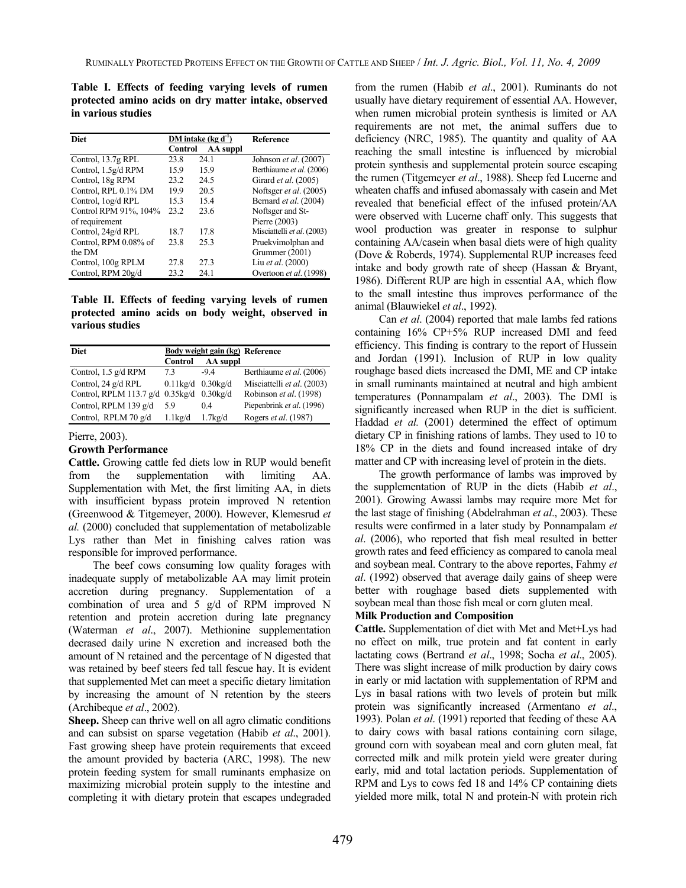**Table I. Effects of feeding varying levels of rumen protected amino acids on dry matter intake, observed in various studies**

| Diet | DM intake (kg d$^{-1}$) | | Reference |
|---|---|---|---|
| | Control | AA suppl | |
| Control, 13.7g RPL | 23.8 | 24.1 | Johnson *et al*. (2007) |
| Control, 1.5g/d RPM | 15.9 | 15.9 | Berthiaume *et al*. (2006) |
| Control, 18g RPM | 23.2 | 24.5 | Girard *et al*. (2005) |
| Control, RPL 0.1% DM | 19.9 | 20.5 | Noftsger *et al*. (2005) |
| Control, 1og/d RPL | 15.3 | 15.4 | Bernard *et al*. (2004) |
| Control RPM 91%, 104% of requirement | 23.2 | 23.6 | Noftsger and St-Pierre (2003) |
| Control, 24g/d RPL | 18.7 | 17.8 | Misciattelli *et al*. (2003) |
| Control, RPM 0.08% of the DM | 23.8 | 25.3 | Pruekvimolphan and Grummer (2001) |
| Control, 100g RPLM | 27.8 | 27.3 | Liu *et al*. (2000) |
| Control, RPM 20g/d | 23.2 | 24.1 | Overtoon *et al*. (1998) |

**Table II. Effects of feeding varying levels of rumen protected amino acids on body weight, observed in various studies**

| Diet | Body weight gain (kg) | | Reference |
|---|---|---|---|
| | Control | AA suppl | |
| Control, 1.5 g/d RPM | 7.3 | -9.4 | Berthiaume *et al*. (2006) |
| Control, 24 g/d RPL | 0.11kg/d | 0.30kg/d | Misciattelli *et al*. (2003) |
| Control, RPLM 113.7 g/d | 0.35kg/d | 0.30kg/d | Robinson *et al*. (1998) |
| Control, RPLM 139 g/d | 5.9 | 0.4 | Piepenbrink *et al*. (1996) |
| Control, RPLM 70 g/d | 1.1kg/d | 1.7kg/d | Rogers *et al*. (1987) |

Pierre, 2003).

### Growth Performance

**Cattle.** Growing cattle fed diets low in RUP would benefit from the supplementation with limiting AA. Supplementation with Met, the first limiting AA, in diets with insufficient bypass protein improved N retention (Greenwood & Titgemeyer, 2000). However, Klemesrud *et al.* (2000) concluded that supplementation of metabolizable Lys rather than Met in finishing calves ration was responsible for improved performance.

The beef cows consuming low quality forages with inadequate supply of metabolizable AA may limit protein accretion during pregnancy. Supplementation of a combination of urea and 5 g/d of RPM improved N retention and protein accretion during late pregnancy (Waterman *et al*., 2007). Methionine supplementation decrased daily urine N excretion and increased both the amount of N retained and the percentage of N digested that was retained by beef steers fed tall fescue hay. It is evident that supplemented Met can meet a specific dietary limitation by increasing the amount of N retention by the steers (Archibeque *et al*., 2002).

**Sheep.** Sheep can thrive well on all agro climatic conditions and can subsist on sparse vegetation (Habib *et al*., 2001). Fast growing sheep have protein requirements that exceed the amount provided by bacteria (ARC, 1998). The new protein feeding system for small ruminants emphasize on maximizing microbial protein supply to the intestine and completing it with dietary protein that escapes undegraded from the rumen (Habib *et al*., 2001). Ruminants do not usually have dietary requirement of essential AA. However, when rumen microbial protein synthesis is limited or AA requirements are not met, the animal suffers due to deficiency (NRC, 1985). The quantity and quality of AA reaching the small intestine is influenced by microbial protein synthesis and supplemental protein source escaping the rumen (Titgemeyer *et al*., 1988). Sheep fed Lucerne and wheaten chaffs and infused abomassaly with casein and Met revealed that beneficial effect of the infused protein/AA were observed with Lucerne chaff only. This suggests that wool production was greater in response to sulphur containing AA/casein when basal diets were of high quality (Dove & Roberds, 1974). Supplemental RUP increases feed intake and body growth rate of sheep (Hassan & Bryant, 1986). Different RUP are high in essential AA, which flow to the small intestine thus improves performance of the animal (Blauwiekel *et al*., 1992).

Can *et al*. (2004) reported that male lambs fed rations containing 16% CP+5% RUP increased DMI and feed efficiency. This finding is contrary to the report of Hussein and Jordan (1991). Inclusion of RUP in low quality roughage based diets increased the DMI, ME and CP intake in small ruminants maintained at neutral and high ambient temperatures (Ponnampalam *et al*., 2003). The DMI is significantly increased when RUP in the diet is sufficient. Haddad *et al.* (2001) determined the effect of optimum dietary CP in finishing rations of lambs. They used to 10 to 18% CP in the diets and found increased intake of dry matter and CP with increasing level of protein in the diets.

The growth performance of lambs was improved by the supplementation of RUP in the diets (Habib *et al*., 2001). Growing Awassi lambs may require more Met for the last stage of finishing (Abdelrahman *et al*., 2003). These results were confirmed in a later study by Ponnampalam *et al*. (2006), who reported that fish meal resulted in better growth rates and feed efficiency as compared to canola meal and soybean meal. Contrary to the above reportes, Fahmy *et al*. (1992) observed that average daily gains of sheep were better with roughage based diets supplemented with soybean meal than those fish meal or corn gluten meal.

### Milk Production and Composition

**Cattle.** Supplementation of diet with Met and Met+Lys had no effect on milk, true protein and fat content in early lactating cows (Bertrand *et al*., 1998; Socha *et al*., 2005). There was slight increase of milk production by dairy cows in early or mid lactation with supplementation of RPM and Lys in basal rations with two levels of protein but milk protein was significantly increased (Armentano *et al*., 1993). Polan *et al*. (1991) reported that feeding of these AA to dairy cows with basal rations containing corn silage, ground corn with soyabean meal and corn gluten meal, fat corrected milk and milk protein yield were greater during early, mid and total lactation periods. Supplementation of RPM and Lys to cows fed 18 and 14% CP containing diets yielded more milk, total N and protein-N with protein rich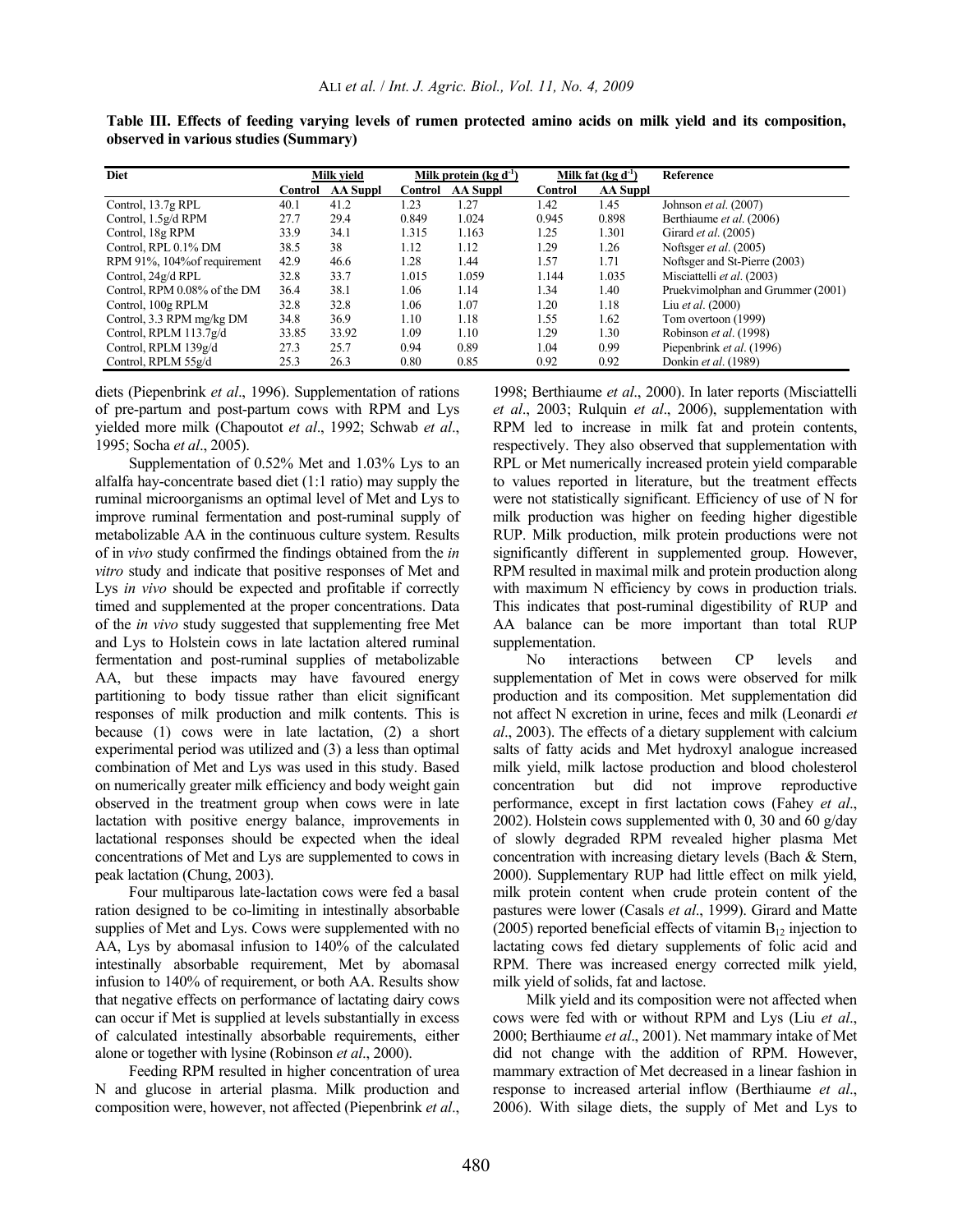**Table III. Effects of feeding varying levels of rumen protected amino acids on milk yield and its composition, observed in various studies (Summary)**

| Diet | Milk yield | | Milk protein (kg $d^{-1}$) | | Milk fat (kg $d^{-1}$) | | Reference |
|---|---|---|---|---|---|---|---|
| | Control | AA Suppl | Control | AA Suppl | Control | AA Suppl | |
| Control, 13.7g RPL | 40.1 | 41.2 | 1.23 | 1.27 | 1.42 | 1.45 | Johnson *et al*. (2007) |
| Control, 1.5g/d RPM | 27.7 | 29.4 | 0.849 | 1.024 | 0.945 | 0.898 | Berthiaume *et al*. (2006) |
| Control, 18g RPM | 33.9 | 34.1 | 1.315 | 1.163 | 1.25 | 1.301 | Girard *et al*. (2005) |
| Control, RPL 0.1% DM | 38.5 | 38 | 1.12 | 1.12 | 1.29 | 1.26 | Noftsger *et al*. (2005) |
| RPM 91%, 104%of requirement | 42.9 | 46.6 | 1.28 | 1.44 | 1.57 | 1.71 | Noftsger and St-Pierre (2003) |
| Control, 24g/d RPL | 32.8 | 33.7 | 1.015 | 1.059 | 1.144 | 1.035 | Misciattelli *et al*. (2003) |
| Control, RPM 0.08% of the DM | 36.4 | 38.1 | 1.06 | 1.14 | 1.34 | 1.40 | Pruekvimolphan and Grummer (2001) |
| Control, 100g RPLM | 32.8 | 32.8 | 1.06 | 1.07 | 1.20 | 1.18 | Liu *et al*. (2000) |
| Control, 3.3 RPM mg/kg DM | 34.8 | 36.9 | 1.10 | 1.18 | 1.55 | 1.62 | Tom overtoon (1999) |
| Control, RPLM 113.7g/d | 33.85 | 33.92 | 1.09 | 1.10 | 1.29 | 1.30 | Robinson *et al*. (1998) |
| Control, RPLM 139g/d | 27.3 | 25.7 | 0.94 | 0.89 | 1.04 | 0.99 | Piepenbrink *et al*. (1996) |
| Control, RPLM 55g/d | 25.3 | 26.3 | 0.80 | 0.85 | 0.92 | 0.92 | Donkin *et al*. (1989) |

diets (Piepenbrink *et al*., 1996). Supplementation of rations of pre-partum and post-partum cows with RPM and Lys yielded more milk (Chapoutot *et al*., 1992; Schwab *et al*., 1995; Socha *et al*., 2005).

Supplementation of 0.52% Met and 1.03% Lys to an alfalfa hay-concentrate based diet (1:1 ratio) may supply the ruminal microorganisms an optimal level of Met and Lys to improve ruminal fermentation and post-ruminal supply of metabolizable AA in the continuous culture system. Results of in *vivo* study confirmed the findings obtained from the *in vitro* study and indicate that positive responses of Met and Lys *in vivo* should be expected and profitable if correctly timed and supplemented at the proper concentrations. Data of the *in vivo* study suggested that supplementing free Met and Lys to Holstein cows in late lactation altered ruminal fermentation and post-ruminal supplies of metabolizable AA, but these impacts may have favoured energy partitioning to body tissue rather than elicit significant responses of milk production and milk contents. This is because (1) cows were in late lactation, (2) a short experimental period was utilized and (3) a less than optimal combination of Met and Lys was used in this study. Based on numerically greater milk efficiency and body weight gain observed in the treatment group when cows were in late lactation with positive energy balance, improvements in lactational responses should be expected when the ideal concentrations of Met and Lys are supplemented to cows in peak lactation (Chung, 2003).

Four multiparous late-lactation cows were fed a basal ration designed to be co-limiting in intestinally absorbable supplies of Met and Lys. Cows were supplemented with no AA, Lys by abomasal infusion to 140% of the calculated intestinally absorbable requirement, Met by abomasal infusion to 140% of requirement, or both AA. Results show that negative effects on performance of lactating dairy cows can occur if Met is supplied at levels substantially in excess of calculated intestinally absorbable requirements, either alone or together with lysine (Robinson *et al*., 2000).

Feeding RPM resulted in higher concentration of urea N and glucose in arterial plasma. Milk production and composition were, however, not affected (Piepenbrink *et al*., 1998; Berthiaume *et al*., 2000). In later reports (Misciattelli *et al*., 2003; Rulquin *et al*., 2006), supplementation with RPM led to increase in milk fat and protein contents, respectively. They also observed that supplementation with RPL or Met numerically increased protein yield comparable to values reported in literature, but the treatment effects were not statistically significant. Efficiency of use of N for milk production was higher on feeding higher digestible RUP. Milk production, milk protein productions were not significantly different in supplemented group. However, RPM resulted in maximal milk and protein production along with maximum N efficiency by cows in production trials. This indicates that post-ruminal digestibility of RUP and AA balance can be more important than total RUP supplementation.

No interactions between CP levels and supplementation of Met in cows were observed for milk production and its composition. Met supplementation did not affect N excretion in urine, feces and milk (Leonardi *et al*., 2003). The effects of a dietary supplement with calcium salts of fatty acids and Met hydroxyl analogue increased milk yield, milk lactose production and blood cholesterol concentration but did not improve reproductive performance, except in first lactation cows (Fahey *et al*., 2002). Holstein cows supplemented with 0, 30 and 60 g/day of slowly degraded RPM revealed higher plasma Met concentration with increasing dietary levels (Bach & Stern, 2000). Supplementary RUP had little effect on milk yield, milk protein content when crude protein content of the pastures were lower (Casals *et al*., 1999). Girard and Matte (2005) reported beneficial effects of vitamin $B_{12}$ injection to lactating cows fed dietary supplements of folic acid and RPM. There was increased energy corrected milk yield, milk yield of solids, fat and lactose.

Milk yield and its composition were not affected when cows were fed with or without RPM and Lys (Liu *et al*., 2000; Berthiaume *et al*., 2001). Net mammary intake of Met did not change with the addition of RPM. However, mammary extraction of Met decreased in a linear fashion in response to increased arterial inflow (Berthiaume *et al*., 2006). With silage diets, the supply of Met and Lys to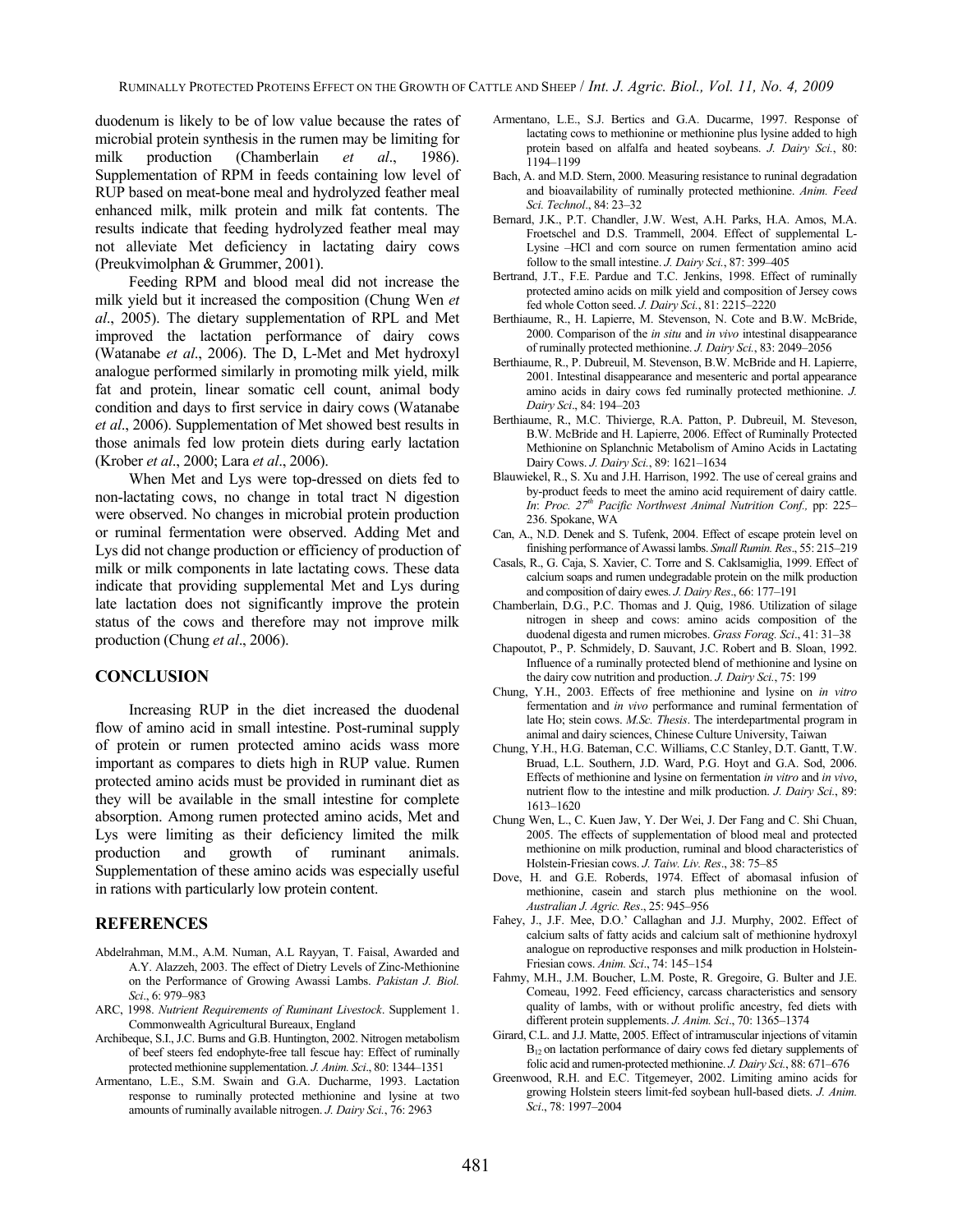duodenum is likely to be of low value because the rates of microbial protein synthesis in the rumen may be limiting for milk production (Chamberlain *et al*., 1986). Supplementation of RPM in feeds containing low level of RUP based on meat-bone meal and hydrolyzed feather meal enhanced milk, milk protein and milk fat contents. The results indicate that feeding hydrolyzed feather meal may not alleviate Met deficiency in lactating dairy cows (Preukvimolphan & Grummer, 2001).

Feeding RPM and blood meal did not increase the milk yield but it increased the composition (Chung Wen *et al*., 2005). The dietary supplementation of RPL and Met improved the lactation performance of dairy cows (Watanabe *et al*., 2006). The D, L-Met and Met hydroxyl analogue performed similarly in promoting milk yield, milk fat and protein, linear somatic cell count, animal body condition and days to first service in dairy cows (Watanabe *et al*., 2006). Supplementation of Met showed best results in those animals fed low protein diets during early lactation (Krober *et al*., 2000; Lara *et al*., 2006).

When Met and Lys were top-dressed on diets fed to non-lactating cows, no change in total tract N digestion were observed. No changes in microbial protein production or ruminal fermentation were observed. Adding Met and Lys did not change production or efficiency of production of milk or milk components in late lactating cows. These data indicate that providing supplemental Met and Lys during late lactation does not significantly improve the protein status of the cows and therefore may not improve milk production (Chung *et al*., 2006).

## CONCLUSION

Increasing RUP in the diet increased the duodenal flow of amino acid in small intestine. Post-ruminal supply of protein or rumen protected amino acids wass more important as compares to diets high in RUP value. Rumen protected amino acids must be provided in ruminant diet as they will be available in the small intestine for complete absorption. Among rumen protected amino acids, Met and Lys were limiting as their deficiency limited the milk production and growth of ruminant animals. Supplementation of these amino acids was especially useful in rations with particularly low protein content.

## REFERENCES

Abdelrahman, M.M., A.M. Numan, A.L Rayyan, T. Faisal, Awarded and A.Y. Alazzeh, 2003. The effect of Dietry Levels of Zinc-Methionine on the Performance of Growing Awassi Lambs. *Pakistan J. Biol. Sci*., 6: 979–983

ARC, 1998. *Nutrient Requirements of Ruminant Livestock*. Supplement 1. Commonwealth Agricultural Bureaux, England

Archibeque, S.I., J.C. Burns and G.B. Huntington, 2002. Nitrogen metabolism of beef steers fed endophyte-free tall fescue hay: Effect of ruminally protected methionine supplementation. *J. Anim. Sci*., 80: 1344–1351

Armentano, L.E., S.M. Swain and G.A. Ducharme, 1993. Lactation response to ruminally protected methionine and lysine at two amounts of ruminally available nitrogen. *J. Dairy Sci.*, 76: 2963

Armentano, L.E., S.J. Bertics and G.A. Ducarme, 1997. Response of lactating cows to methionine or methionine plus lysine added to high protein based on alfalfa and heated soybeans. *J. Dairy Sci.*, 80: 1194–1199

Bach, A. and M.D. Stern, 2000. Measuring resistance to runinal degradation and bioavailability of ruminally protected methionine. *Anim. Feed Sci. Technol*., 84: 23–32

Bernard, J.K., P.T. Chandler, J.W. West, A.H. Parks, H.A. Amos, M.A. Froetschel and D.S. Trammell, 2004. Effect of supplemental L-Lysine –HCl and corn source on rumen fermentation amino acid follow to the small intestine. *J. Dairy Sci.*, 87: 399–405

Bertrand, J.T., F.E. Pardue and T.C. Jenkins, 1998. Effect of ruminally protected amino acids on milk yield and composition of Jersey cows fed whole Cotton seed. *J. Dairy Sci.*, 81: 2215–2220

Berthiaume, R., H. Lapierre, M. Stevenson, N. Cote and B.W. McBride, 2000. Comparison of the *in situ* and *in vivo* intestinal disappearance of ruminally protected methionine. *J. Dairy Sci.*, 83: 2049–2056

Berthiaume, R., P. Dubreuil, M. Stevenson, B.W. McBride and H. Lapierre, 2001. Intestinal disappearance and mesenteric and portal appearance amino acids in dairy cows fed ruminally protected methionine. *J. Dairy Sci*., 84: 194–203

Berthiaume, R., M.C. Thivierge, R.A. Patton, P. Dubreuil, M. Steveson, B.W. McBride and H. Lapierre, 2006. Effect of Ruminally Protected Methionine on Splanchnic Metabolism of Amino Acids in Lactating Dairy Cows. *J. Dairy Sci.*, 89: 1621–1634

Blauwiekel, R., S. Xu and J.H. Harrison, 1992. The use of cereal grains and by-product feeds to meet the amino acid requirement of dairy cattle. *In*: *Proc. 27th Pacific Northwest Animal Nutrition Conf.,* pp: 225–236. Spokane, WA

Can, A., N.D. Denek and S. Tufenk, 2004. Effect of escape protein level on finishing performance of Awassi lambs. *Small Rumin. Res*., 55: 215–219

Casals, R., G. Caja, S. Xavier, C. Torre and S. Caklsamiglia, 1999. Effect of calcium soaps and rumen undegradable protein on the milk production and composition of dairy ewes. *J. Dairy Res*., 66: 177–191

Chamberlain, D.G., P.C. Thomas and J. Quig, 1986. Utilization of silage nitrogen in sheep and cows: amino acids composition of the duodenal digesta and rumen microbes. *Grass Forag. Sci*., 41: 31–38

Chapoutot, P., P. Schmidely, D. Sauvant, J.C. Robert and B. Sloan, 1992. Influence of a ruminally protected blend of methionine and lysine on the dairy cow nutrition and production. *J. Dairy Sci.*, 75: 199

Chung, Y.H., 2003. Effects of free methionine and lysine on *in vitro* fermentation and *in vivo* performance and ruminal fermentation of late Ho; stein cows. *M.Sc. Thesis*. The interdepartmental program in animal and dairy sciences, Chinese Culture University, Taiwan

Chung, Y.H., H.G. Bateman, C.C. Williams, C.C Stanley, D.T. Gantt, T.W. Bruad, L.L. Southern, J.D. Ward, P.G. Hoyt and G.A. Sod, 2006. Effects of methionine and lysine on fermentation *in vitro* and *in vivo*, nutrient flow to the intestine and milk production. *J. Dairy Sci.*, 89: 1613–1620

Chung Wen, L., C. Kuen Jaw, Y. Der Wei, J. Der Fang and C. Shi Chuan, 2005. The effects of supplementation of blood meal and protected methionine on milk production, ruminal and blood characteristics of Holstein-Friesian cows. *J. Taiw. Liv. Res*., 38: 75–85

Dove, H. and G.E. Roberds, 1974. Effect of abomasal infusion of methionine, casein and starch plus methionine on the wool. *Australian J. Agric. Res*., 25: 945–956

Fahey, J., J.F. Mee, D.O.' Callaghan and J.J. Murphy, 2002. Effect of calcium salts of fatty acids and calcium salt of methionine hydroxyl analogue on reproductive responses and milk production in Holstein-Friesian cows. *Anim. Sci*., 74: 145–154

Fahmy, M.H., J.M. Boucher, L.M. Poste, R. Gregoire, G. Bulter and J.E. Comeau, 1992. Feed efficiency, carcass characteristics and sensory quality of lambs, with or without prolific ancestry, fed diets with different protein supplements. *J. Anim. Sci*., 70: 1365–1374

Girard, C.L. and J.J. Matte, 2005. Effect of intramuscular injections of vitamin $B_{12}$ on lactation performance of dairy cows fed dietary supplements of folic acid and rumen-protected methionine. *J. Dairy Sci.*, 88: 671–676

Greenwood, R.H. and E.C. Titgemeyer, 2002. Limiting amino acids for growing Holstein steers limit-fed soybean hull-based diets. *J. Anim. Sci*., 78: 1997–2004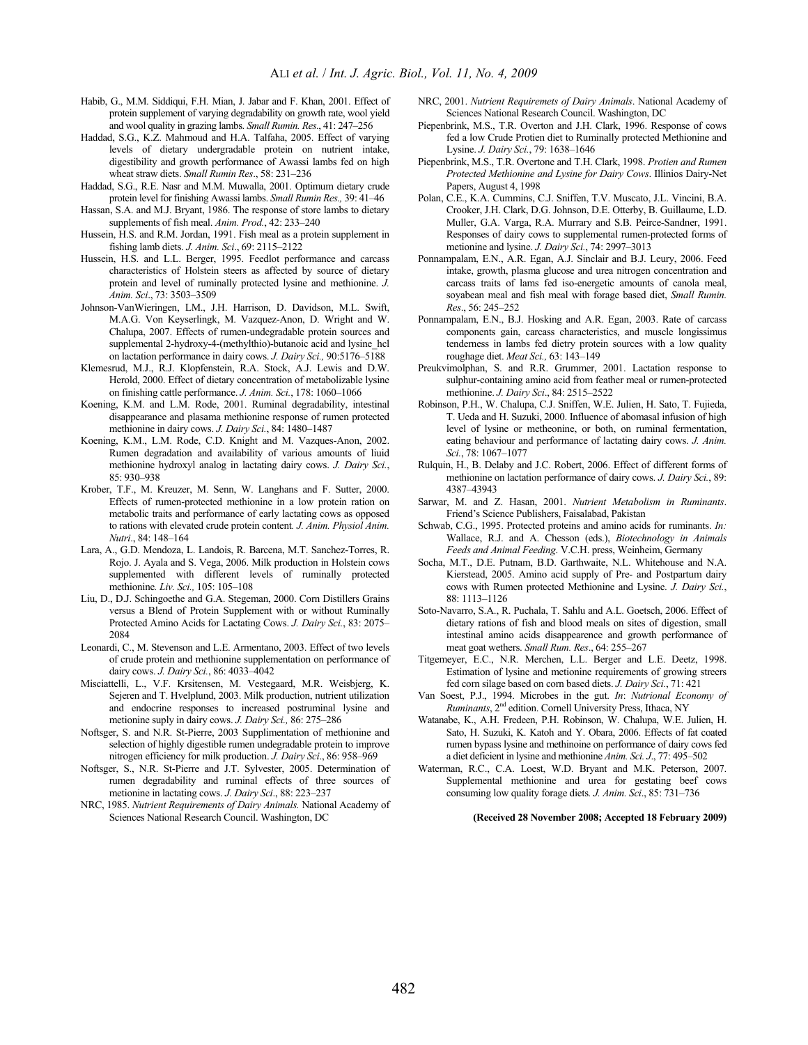Habib, G., M.M. Siddiqui, F.H. Mian, J. Jabar and F. Khan, 2001. Effect of protein supplement of varying degradability on growth rate, wool yield and wool quality in grazing lambs. *Small Rumin. Res*., 41: 247–256

Haddad, S.G., K.Z. Mahmoud and H.A. Talfaha, 2005. Effect of varying levels of dietary undergradable protein on nutrient intake, digestibility and growth performance of Awassi lambs fed on high wheat straw diets. *Small Rumin Res*., 58: 231–236

Haddad, S.G., R.E. Nasr and M.M. Muwalla, 2001. Optimum dietary crude protein level for finishing Awassi lambs. *Small Rumin Res.,* 39: 41–46

Hassan, S.A. and M.J. Bryant, 1986. The response of store lambs to dietary supplements of fish meal. *Anim. Prod.*, 42: 233–240

Hussein, H.S. and R.M. Jordan, 1991. Fish meal as a protein supplement in fishing lamb diets. *J. Anim. Sci*., 69: 2115–2122

Hussein, H.S. and L.L. Berger, 1995. Feedlot performance and carcass characteristics of Holstein steers as affected by source of dietary protein and level of ruminally protected lysine and methionine. *J. Anim. Sci*., 73: 3503–3509

Johnson-VanWieringen, LM., J.H. Harrison, D. Davidson, M.L. Swift, M.A.G. Von Keyserlingk, M. Vazquez-Anon, D. Wright and W. Chalupa, 2007. Effects of rumen-undegradable protein sources and supplemental 2-hydroxy-4-(methylthio)-butanoic acid and lysine_hcl on lactation performance in dairy cows. *J. Dairy Sci.,* 90:5176–5188

Klemesrud, M.J., R.J. Klopfenstein, R.A. Stock, A.J. Lewis and D.W. Herold, 2000. Effect of dietary concentration of metabolizable lysine on finishing cattle performance. *J. Anim. Sci.*, 178: 1060–1066

Koening, K.M. and L.M. Rode, 2001. Ruminal degradability, intestinal disappearance and plasama methionine response of rumen protected methionine in dairy cows. *J. Dairy Sci.*, 84: 1480–1487

Koening, K.M., L.M. Rode, C.D. Knight and M. Vazques-Anon, 2002. Rumen degradation and availability of various amounts of liuid methionine hydroxyl analog in lactating dairy cows. *J. Dairy Sci.*, 85: 930–938

Krober, T.F., M. Kreuzer, M. Senn, W. Langhans and F. Sutter, 2000. Effects of rumen-protected methionine in a low protein ration on metabolic traits and performance of early lactating cows as opposed to rations with elevated crude protein content*. J. Anim. Physiol Anim. Nutri*., 84: 148–164

Lara, A., G.D. Mendoza, L. Landois, R. Barcena, M.T. Sanchez-Torres, R. Rojo. J. Ayala and S. Vega, 2006. Milk production in Holstein cows supplemented with different levels of ruminally protected methionine*. Liv. Sci.,* 105: 105–108

Liu, D., D.J. Schingoethe and G.A. Stegeman, 2000. Corn Distillers Grains versus a Blend of Protein Supplement with or without Ruminally Protected Amino Acids for Lactating Cows. *J. Dairy Sci.*, 83: 2075–2084

Leonardi, C., M. Stevenson and L.E. Armentano, 2003. Effect of two levels of crude protein and methionine supplementation on performance of dairy cows. *J. Dairy Sci.*, 86: 4033–4042

Misciattelli, L., V.F. Krsitensen, M. Vestegaard, M.R. Weisbjerg, K. Sejeren and T. Hvelplund, 2003. Milk production, nutrient utilization and endocrine responses to increased postruminal lysine and metionine suply in dairy cows. *J. Dairy Sci.,* 86: 275–286

Noftsger, S. and N.R. St-Pierre, 2003 Supplimentation of methionine and selection of highly digestible rumen undegradable protein to improve nitrogen efficiency for milk production. *J. Dairy Sci*., 86: 958–969

Noftsger, S., N.R. St-Pierre and J.T. Sylvester, 2005. Determination of rumen degradability and ruminal effects of three sources of metionine in lactating cows. *J. Dairy Sci*., 88: 223–237

NRC, 1985. *Nutrient Requirements of Dairy Animals.* National Academy of Sciences National Research Council. Washington, DC

NRC, 2001. *Nutrient Requiremets of Dairy Animals*. National Academy of Sciences National Research Council. Washington, DC

Piepenbrink, M.S., T.R. Overton and J.H. Clark, 1996. Response of cows fed a low Crude Protien diet to Ruminally protected Methionine and Lysine. *J. Dairy Sci.*, 79: 1638–1646

Piepenbrink, M.S., T.R. Overtone and T.H. Clark, 1998. *Protien and Rumen Protected Methionine and Lysine for Dairy Cows*. Illinios Dairy-Net Papers, August 4, 1998

Polan, C.E., K.A. Cummins, C.J. Sniffen, T.V. Muscato, J.L. Vincini, B.A. Crooker, J.H. Clark, D.G. Johnson, D.E. Otterby, B. Guillaume, L.D. Muller, G.A. Varga, R.A. Murrary and S.B. Peirce-Sandner, 1991. Responses of dairy cows to supplemental rumen-protected forms of metione and lysine. *J. Dairy Sci.*, 74: 2997–3013

Ponnampalam, E.N., A.R. Egan, A.J. Sinclair and B.J. Leury, 2006. Feed intake, growth, plasma glucose and urea nitrogen concentration and carcass traits of lams fed iso-energetic amounts of canola meal, soyabean meal and fish meal with forage based diet, *Small Rumin. Res*., 56: 245–252

Ponnampalam, E.N., B.J. Hosking and A.R. Egan, 2003. Rate of carcass components gain, carcass characteristics, and muscle longissimus tenderness in lambs fed dietry protein sources with a low quality roughage diet. *Meat Sci.,* 63: 143–149

Preukvimolphan, S. and R.R. Grummer, 2001. Lactation response to sulphur-containing amino acid from feather meal or rumen-protected methionine. *J. Dairy Sci*., 84: 2515–2522

Robinson, P.H., W. Chalupa, C.J. Sniffen, W.E. Julien, H. Sato, T. Fujieda, T. Ueda and H. Suzuki, 2000. Influence of abomasal infusion of high level of lysine or metheonine, or both, on ruminal fermentation, eating behaviour and performance of lactating dairy cows. *J. Anim. Sci.*, 78: 1067–1077

Rulquin, H., B. Delaby and J.C. Robert, 2006. Effect of different forms of methionine on lactation performance of dairy cows. *J. Dairy Sci.*, 89: 4387–43943

Sarwar, M. and Z. Hasan, 2001. *Nutrient Metabolism in Ruminants*. Friend's Science Publishers, Faisalabad, Pakistan

Schwab, C.G., 1995. Protected proteins and amino acids for ruminants. *In:* Wallace, R.J. and A. Chesson (eds.), *Biotechnology in Animals Feeds and Animal Feeding*. V.C.H. press, Weinheim, Germany

Socha, M.T., D.E. Putnam, B.D. Garthwaite, N.L. Whitehouse and N.A. Kierstead, 2005. Amino acid supply of Pre- and Postpartum dairy cows with Rumen protected Methionine and Lysine. *J. Dairy Sci.*, 88: 1113–1126

Soto-Navarro, S.A., R. Puchala, T. Sahlu and A.L. Goetsch, 2006. Effect of dietary rations of fish and blood meals on sites of digestion, small intestinal amino acids disappearence and growth performance of meat goat wethers. *Small Rum. Res*., 64: 255–267

Titgemeyer, E.C., N.R. Merchen, L.L. Berger and L.E. Deetz, 1998. Estimation of lysine and metionine requirements of growing streers fed corn silage based on corn based diets. *J. Dairy Sci.*, 71: 421

Van Soest, P.J., 1994. Microbes in the gut. *In*: *Nutrional Economy of Ruminants*, 2nd edition. Cornell University Press, Ithaca, NY

Watanabe, K., A.H. Fredeen, P.H. Robinson, W. Chalupa, W.E. Julien, H. Sato, H. Suzuki, K. Katoh and Y. Obara, 2006. Effects of fat coated rumen bypass lysine and methinoine on performance of dairy cows fed a diet deficient in lysine and methionine *Anim. Sci. J*., 77: 495–502

Waterman, R.C., C.A. Loest, W.D. Bryant and M.K. Peterson, 2007. Supplemental methionine and urea for gestating beef cows consuming low quality forage diets*. J. Anim. Sci*., 85: 731–736

**(Received 28 November 2008; Accepted 18 February 2009)**